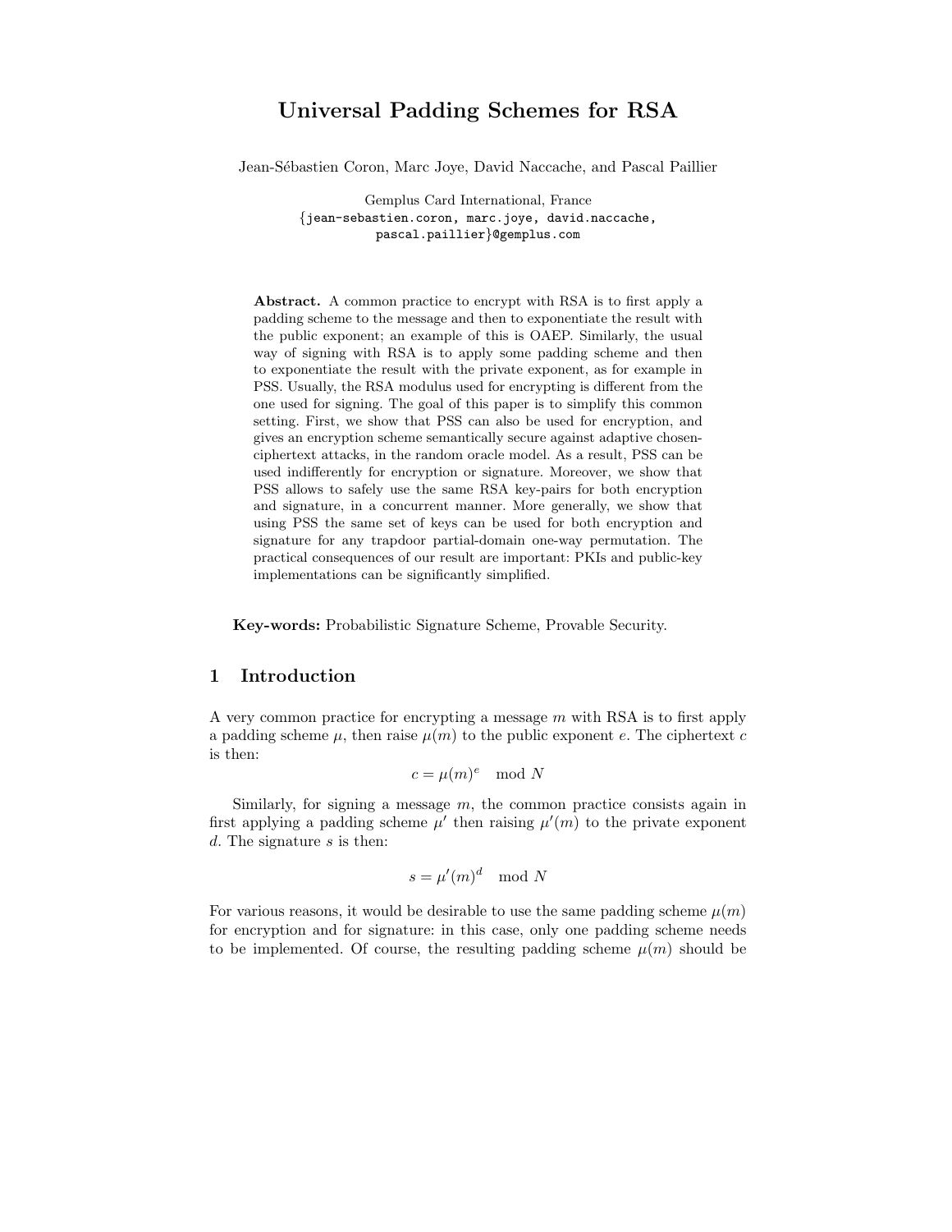# Universal Padding Schemes for RSA

Jean-Sébastien Coron, Marc Joye, David Naccache, and Pascal Paillier

Gemplus Card International, France
{jean-sebastien.coron, marc.joye, david.naccache, pascal.paillier}@gemplus.com

**Abstract.** A common practice to encrypt with RSA is to first apply a padding scheme to the message and then to exponentiate the result with the public exponent; an example of this is OAEP. Similarly, the usual way of signing with RSA is to apply some padding scheme and then to exponentiate the result with the private exponent, as for example in PSS. Usually, the RSA modulus used for encrypting is different from the one used for signing. The goal of this paper is to simplify this common setting. First, we show that PSS can also be used for encryption, and gives an encryption scheme semantically secure against adaptive chosen-ciphertext attacks, in the random oracle model. As a result, PSS can be used indifferently for encryption or signature. Moreover, we show that PSS allows to safely use the same RSA key-pairs for both encryption and signature, in a concurrent manner. More generally, we show that using PSS the same set of keys can be used for both encryption and signature for any trapdoor partial-domain one-way permutation. The practical consequences of our result are important: PKIs and public-key implementations can be significantly simplified.

**Key-words:** Probabilistic Signature Scheme, Provable Security.

## 1 Introduction

A very common practice for encrypting a message $m$ with RSA is to first apply a padding scheme $\mu$, then raise $\mu(m)$ to the public exponent $e$. The ciphertext $c$ is then:

$$c = \mu(m)^e \mod N$$

Similarly, for signing a message $m$, the common practice consists again in first applying a padding scheme $\mu'$ then raising $\mu'(m)$ to the private exponent $d$. The signature $s$ is then:

$$s = \mu'(m)^d \mod N$$

For various reasons, it would be desirable to use the same padding scheme $\mu(m)$ for encryption and for signature: in this case, only one padding scheme needs to be implemented. Of course, the resulting padding scheme $\mu(m)$ should be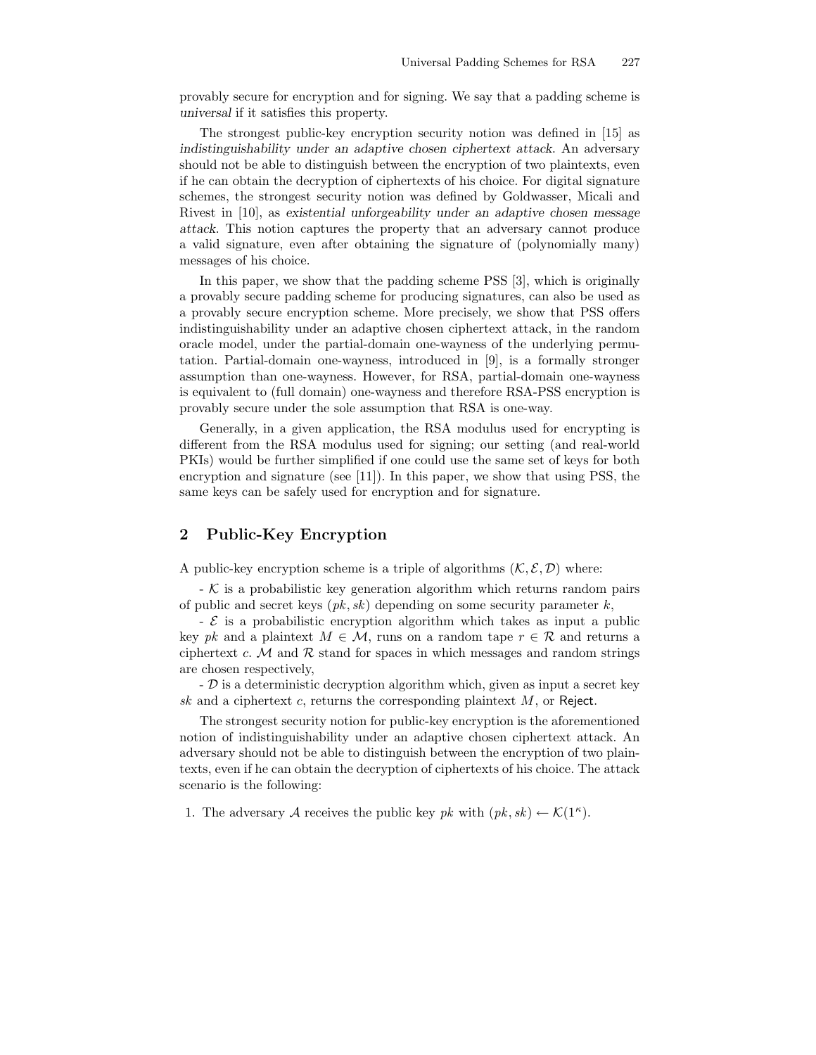provably secure for encryption and for signing. We say that a padding scheme is *universal* if it satisfies this property.

The strongest public-key encryption security notion was defined in [15] as *indistinguishability under an adaptive chosen ciphertext attack*. An adversary should not be able to distinguish between the encryption of two plaintexts, even if he can obtain the decryption of ciphertexts of his choice. For digital signature schemes, the strongest security notion was defined by Goldwasser, Micali and Rivest in [10], as *existential unforgeability under an adaptive chosen message attack*. This notion captures the property that an adversary cannot produce a valid signature, even after obtaining the signature of (polynomially many) messages of his choice.

In this paper, we show that the padding scheme PSS [3], which is originally a provably secure padding scheme for producing signatures, can also be used as a provably secure encryption scheme. More precisely, we show that PSS offers indistinguishability under an adaptive chosen ciphertext attack, in the random oracle model, under the partial-domain one-wayness of the underlying permutation. Partial-domain one-wayness, introduced in [9], is a formally stronger assumption than one-wayness. However, for RSA, partial-domain one-wayness is equivalent to (full domain) one-wayness and therefore RSA-PSS encryption is provably secure under the sole assumption that RSA is one-way.

Generally, in a given application, the RSA modulus used for encrypting is different from the RSA modulus used for signing; our setting (and real-world PKIs) would be further simplified if one could use the same set of keys for both encryption and signature (see [11]). In this paper, we show that using PSS, the same keys can be safely used for encryption and for signature.

## 2 Public-Key Encryption

A public-key encryption scheme is a triple of algorithms $(\mathcal{K}, \mathcal{E}, \mathcal{D})$ where:

- $\mathcal{K}$ is a probabilistic key generation algorithm which returns random pairs of public and secret keys $(pk, sk)$ depending on some security parameter $k$,

- $\mathcal{E}$ is a probabilistic encryption algorithm which takes as input a public key $pk$ and a plaintext $M \in \mathcal{M}$, runs on a random tape $r \in \mathcal{R}$ and returns a ciphertext $c$. $\mathcal{M}$ and $\mathcal{R}$ stand for spaces in which messages and random strings are chosen respectively,

- $\mathcal{D}$ is a deterministic decryption algorithm which, given as input a secret key $sk$ and a ciphertext $c$, returns the corresponding plaintext $M$, or Reject.

The strongest security notion for public-key encryption is the aforementioned notion of indistinguishability under an adaptive chosen ciphertext attack. An adversary should not be able to distinguish between the encryption of two plaintexts, even if he can obtain the decryption of ciphertexts of his choice. The attack scenario is the following:

1. The adversary $\mathcal{A}$ receives the public key $pk$ with $(pk, sk) \leftarrow \mathcal{K}(1^\kappa)$.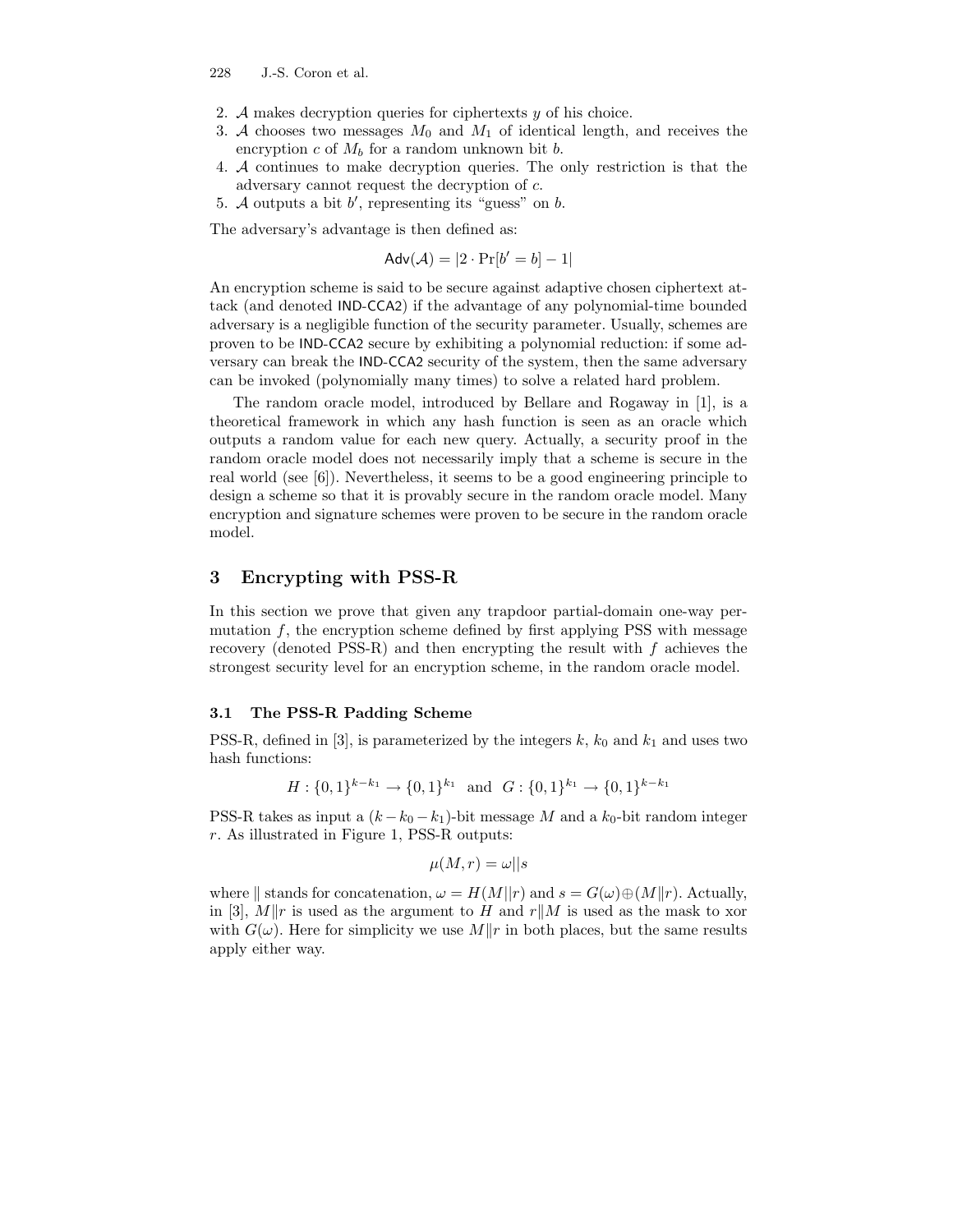2. $\mathcal{A}$ makes decryption queries for ciphertexts $y$ of his choice.
3. $\mathcal{A}$ chooses two messages $M_0$ and $M_1$ of identical length, and receives the encryption $c$ of $M_b$ for a random unknown bit $b$.
4. $\mathcal{A}$ continues to make decryption queries. The only restriction is that the adversary cannot request the decryption of $c$.
5. $\mathcal{A}$ outputs a bit $b'$, representing its "guess" on $b$.

The adversary's advantage is then defined as:

$$\mathsf{Adv}(\mathcal{A}) = |2 \cdot \Pr[b' = b] - 1|$$

An encryption scheme is said to be secure against adaptive chosen ciphertext attack (and denoted IND-CCA2) if the advantage of any polynomial-time bounded adversary is a negligible function of the security parameter. Usually, schemes are proven to be IND-CCA2 secure by exhibiting a polynomial reduction: if some adversary can break the IND-CCA2 security of the system, then the same adversary can be invoked (polynomially many times) to solve a related hard problem.

The random oracle model, introduced by Bellare and Rogaway in [1], is a theoretical framework in which any hash function is seen as an oracle which outputs a random value for each new query. Actually, a security proof in the random oracle model does not necessarily imply that a scheme is secure in the real world (see [6]). Nevertheless, it seems to be a good engineering principle to design a scheme so that it is provably secure in the random oracle model. Many encryption and signature schemes were proven to be secure in the random oracle model.

## 3 Encrypting with PSS-R

In this section we prove that given any trapdoor partial-domain one-way permutation $f$, the encryption scheme defined by first applying PSS with message recovery (denoted PSS-R) and then encrypting the result with $f$ achieves the strongest security level for an encryption scheme, in the random oracle model.

### 3.1 The PSS-R Padding Scheme

PSS-R, defined in [3], is parameterized by the integers $k$, $k_0$ and $k_1$ and uses two hash functions:

$$H : \{0,1\}^{k-k_1} \to \{0,1\}^{k_1} \quad \text{and} \quad G : \{0,1\}^{k_1} \to \{0,1\}^{k-k_1}$$

PSS-R takes as input a $(k - k_0 - k_1)$-bit message $M$ and a $k_0$-bit random integer $r$. As illustrated in Figure 1, PSS-R outputs:

$$\mu(M, r) = \omega || s$$

where $\|$ stands for concatenation, $\omega = H(M||r)$ and $s = G(\omega) \oplus (M\|r)$. Actually, in [3], $M\|r$ is used as the argument to $H$ and $r\|M$ is used as the mask to xor with $G(\omega)$. Here for simplicity we use $M\|r$ in both places, but the same results apply either way.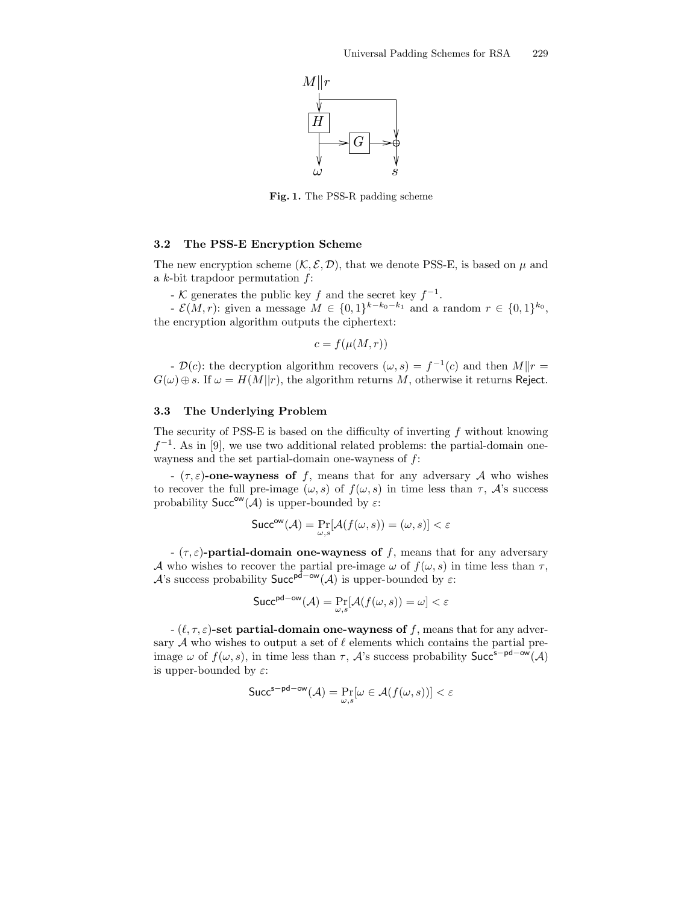Fig. 1. The PSS-R padding scheme

### 3.2 The PSS-E Encryption Scheme

The new encryption scheme $(\mathcal{K}, \mathcal{E}, \mathcal{D})$, that we denote PSS-E, is based on $\mu$ and a $k$-bit trapdoor permutation $f$:

- $\mathcal{K}$ generates the public key $f$ and the secret key $f^{-1}$.

- $\mathcal{E}(M, r)$: given a message $M \in \{0,1\}^{k-k_0-k_1}$ and a random $r \in \{0,1\}^{k_0}$, the encryption algorithm outputs the ciphertext:

$$c = f(\mu(M, r))$$

- $\mathcal{D}(c)$: the decryption algorithm recovers $(\omega, s) = f^{-1}(c)$ and then $M\|r = G(\omega) \oplus s$. If $\omega = H(M\|r)$, the algorithm returns $M$, otherwise it returns Reject.

### 3.3 The Underlying Problem

The security of PSS-E is based on the difficulty of inverting $f$ without knowing $f^{-1}$. As in [9], we use two additional related problems: the partial-domain one-wayness and the set partial-domain one-wayness of $f$:

- $(\tau, \varepsilon)$**-one-wayness of** $f$, means that for any adversary $\mathcal{A}$ who wishes to recover the full pre-image $(\omega, s)$ of $f(\omega, s)$ in time less than $\tau$, $\mathcal{A}$'s success probability $\mathsf{Succ}^{\mathsf{ow}}(\mathcal{A})$ is upper-bounded by $\varepsilon$:

$$\mathsf{Succ}^{\mathsf{ow}}(\mathcal{A}) = \Pr_{\omega,s}[\mathcal{A}(f(\omega, s)) = (\omega, s)] < \varepsilon$$

- $(\tau, \varepsilon)$**-partial-domain one-wayness of** $f$, means that for any adversary $\mathcal{A}$ who wishes to recover the partial pre-image $\omega$ of $f(\omega, s)$ in time less than $\tau$, $\mathcal{A}$'s success probability $\mathsf{Succ}^{\mathsf{pd-ow}}(\mathcal{A})$ is upper-bounded by $\varepsilon$:

$$\mathsf{Succ}^{\mathsf{pd-ow}}(\mathcal{A}) = \Pr_{\omega,s}[\mathcal{A}(f(\omega, s)) = \omega] < \varepsilon$$

- $(\ell, \tau, \varepsilon)$**-set partial-domain one-wayness of** $f$, means that for any adversary $\mathcal{A}$ who wishes to output a set of $\ell$ elements which contains the partial pre-image $\omega$ of $f(\omega, s)$, in time less than $\tau$, $\mathcal{A}$'s success probability $\mathsf{Succ}^{\mathsf{s-pd-ow}}(\mathcal{A})$ is upper-bounded by $\varepsilon$:

$$\mathsf{Succ}^{\mathsf{s-pd-ow}}(\mathcal{A}) = \Pr_{\omega,s}[\omega \in \mathcal{A}(f(\omega, s))] < \varepsilon$$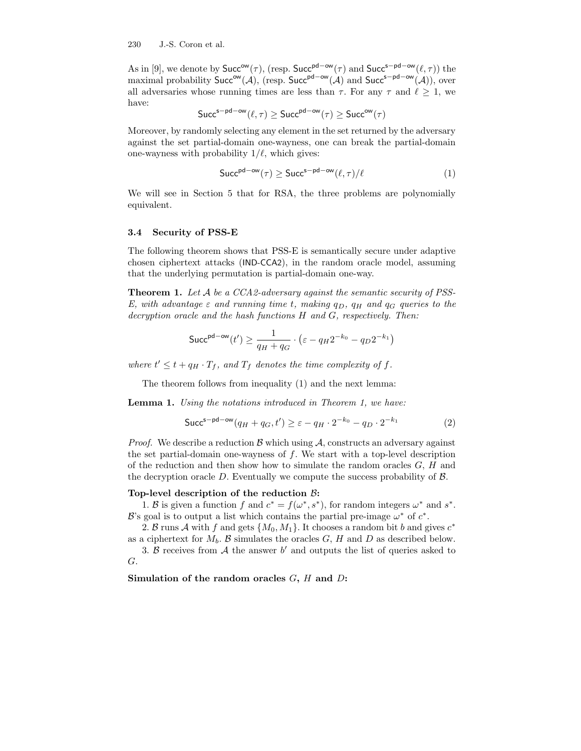As in [9], we denote by $\mathsf{Succ}^{\mathsf{ow}}(\tau)$, (resp. $\mathsf{Succ}^{\mathsf{pd-ow}}(\tau)$ and $\mathsf{Succ}^{\mathsf{s-pd-ow}}(\ell, \tau)$) the maximal probability $\mathsf{Succ}^{\mathsf{ow}}(\mathcal{A})$, (resp. $\mathsf{Succ}^{\mathsf{pd-ow}}(\mathcal{A})$ and $\mathsf{Succ}^{\mathsf{s-pd-ow}}(\mathcal{A})$), over all adversaries whose running times are less than $\tau$. For any $\tau$ and $\ell \geq 1$, we have:

$$\mathsf{Succ}^{\mathsf{s-pd-ow}}(\ell, \tau) \geq \mathsf{Succ}^{\mathsf{pd-ow}}(\tau) \geq \mathsf{Succ}^{\mathsf{ow}}(\tau)$$

Moreover, by randomly selecting any element in the set returned by the adversary against the set partial-domain one-wayness, one can break the partial-domain one-wayness with probability $1/\ell$, which gives:

$$\mathsf{Succ}^{\mathsf{pd-ow}}(\tau) \geq \mathsf{Succ}^{\mathsf{s-pd-ow}}(\ell, \tau)/\ell \tag{1}$$

We will see in Section 5 that for RSA, the three problems are polynomially equivalent.

### 3.4 Security of PSS-E

The following theorem shows that PSS-E is semantically secure under adaptive chosen ciphertext attacks (IND-CCA2), in the random oracle model, assuming that the underlying permutation is partial-domain one-way.

**Theorem 1.** *Let $\mathcal{A}$ be a CCA2-adversary against the semantic security of PSS-E, with advantage $\varepsilon$ and running time $t$, making $q_D$, $q_H$ and $q_G$ queries to the decryption oracle and the hash functions $H$ and $G$, respectively. Then:*

$$\mathsf{Succ}^{\mathsf{pd-ow}}(t') \geq \frac{1}{q_H + q_G} \cdot \left(\varepsilon - q_H 2^{-k_0} - q_D 2^{-k_1}\right)$$

*where $t' \leq t + q_H \cdot T_f$, and $T_f$ denotes the time complexity of $f$.*

The theorem follows from inequality (1) and the next lemma:

**Lemma 1.** *Using the notations introduced in Theorem 1, we have:*

$$\mathsf{Succ}^{\mathsf{s-pd-ow}}(q_H + q_G, t') \geq \varepsilon - q_H \cdot 2^{-k_0} - q_D \cdot 2^{-k_1} \tag{2}$$

*Proof.* We describe a reduction $\mathcal{B}$ which using $\mathcal{A}$, constructs an adversary against the set partial-domain one-wayness of $f$. We start with a top-level description of the reduction and then show how to simulate the random oracles $G$, $H$ and the decryption oracle $D$. Eventually we compute the success probability of $\mathcal{B}$.

**Top-level description of the reduction $\mathcal{B}$:**

1. $\mathcal{B}$ is given a function $f$ and $c^* = f(\omega^*, s^*)$, for random integers $\omega^*$ and $s^*$. $\mathcal{B}$'s goal is to output a list which contains the partial pre-image $\omega^*$ of $c^*$.

2. $\mathcal{B}$ runs $\mathcal{A}$ with $f$ and gets $\{M_0, M_1\}$. It chooses a random bit $b$ and gives $c^*$ as a ciphertext for $M_b$. $\mathcal{B}$ simulates the oracles $G$, $H$ and $D$ as described below.

3. $\mathcal{B}$ receives from $\mathcal{A}$ the answer $b'$ and outputs the list of queries asked to $G$.

**Simulation of the random oracles $G$, $H$ and $D$:**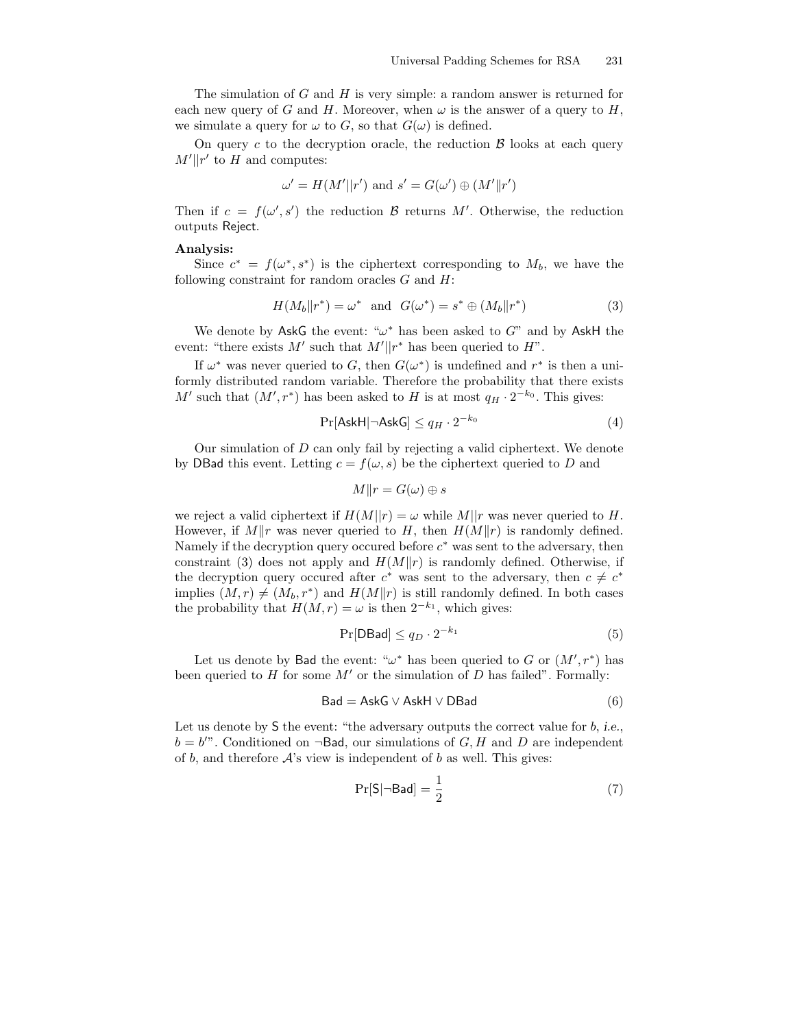The simulation of $G$ and $H$ is very simple: a random answer is returned for each new query of $G$ and $H$. Moreover, when $\omega$ is the answer of a query to $H$, we simulate a query for $\omega$ to $G$, so that $G(\omega)$ is defined.

On query $c$ to the decryption oracle, the reduction $\mathcal{B}$ looks at each query $M'||r'$ to $H$ and computes:

$$\omega' = H(M'||r') \text{ and } s' = G(\omega') \oplus (M'\|r')$$

Then if $c = f(\omega', s')$ the reduction $\mathcal{B}$ returns $M'$. Otherwise, the reduction outputs $\mathsf{Reject}$.

**Analysis:**

Since $c^* = f(\omega^*, s^*)$ is the ciphertext corresponding to $M_b$, we have the following constraint for random oracles $G$ and $H$:

$$H(M_b\|r^*) = \omega^* \ \text{ and } \ G(\omega^*) = s^* \oplus (M_b\|r^*) \tag{3}$$

We denote by $\mathsf{AskG}$ the event: "$\omega^*$ has been asked to $G$" and by $\mathsf{AskH}$ the event: "there exists $M'$ such that $M'||r^*$ has been queried to $H$".

If $\omega^*$ was never queried to $G$, then $G(\omega^*)$ is undefined and $r^*$ is then a uniformly distributed random variable. Therefore the probability that there exists $M'$ such that $(M', r^*)$ has been asked to $H$ is at most $q_H \cdot 2^{-k_0}$. This gives:

$$\Pr[\mathsf{AskH}|\neg\mathsf{AskG}] \leq q_H \cdot 2^{-k_0} \tag{4}$$

Our simulation of $D$ can only fail by rejecting a valid ciphertext. We denote by $\mathsf{DBad}$ this event. Letting $c = f(\omega, s)$ be the ciphertext queried to $D$ and

$$M\|r = G(\omega) \oplus s$$

we reject a valid ciphertext if $H(M||r) = \omega$ while $M||r$ was never queried to $H$. However, if $M\|r$ was never queried to $H$, then $H(M\|r)$ is randomly defined. Namely if the decryption query occured before $c^*$ was sent to the adversary, then constraint (3) does not apply and $H(M\|r)$ is randomly defined. Otherwise, if the decryption query occured after $c^*$ was sent to the adversary, then $c \neq c^*$ implies $(M, r) \neq (M_b, r^*)$ and $H(M\|r)$ is still randomly defined. In both cases the probability that $H(M, r) = \omega$ is then $2^{-k_1}$, which gives:

$$\Pr[\mathsf{DBad}] \leq q_D \cdot 2^{-k_1} \tag{5}$$

Let us denote by $\mathsf{Bad}$ the event: "$\omega^*$ has been queried to $G$ or $(M', r^*)$ has been queried to $H$ for some $M'$ or the simulation of $D$ has failed". Formally:

$$\mathsf{Bad} = \mathsf{AskG} \vee \mathsf{AskH} \vee \mathsf{DBad} \tag{6}$$

Let us denote by $\mathsf{S}$ the event: "the adversary outputs the correct value for $b$, *i.e.*, $b = b'$". Conditioned on $\neg\mathsf{Bad}$, our simulations of $G, H$ and $D$ are independent of $b$, and therefore $\mathcal{A}$'s view is independent of $b$ as well. This gives:

$$\Pr[\mathsf{S}|\neg\mathsf{Bad}] = \frac{1}{2} \tag{7}$$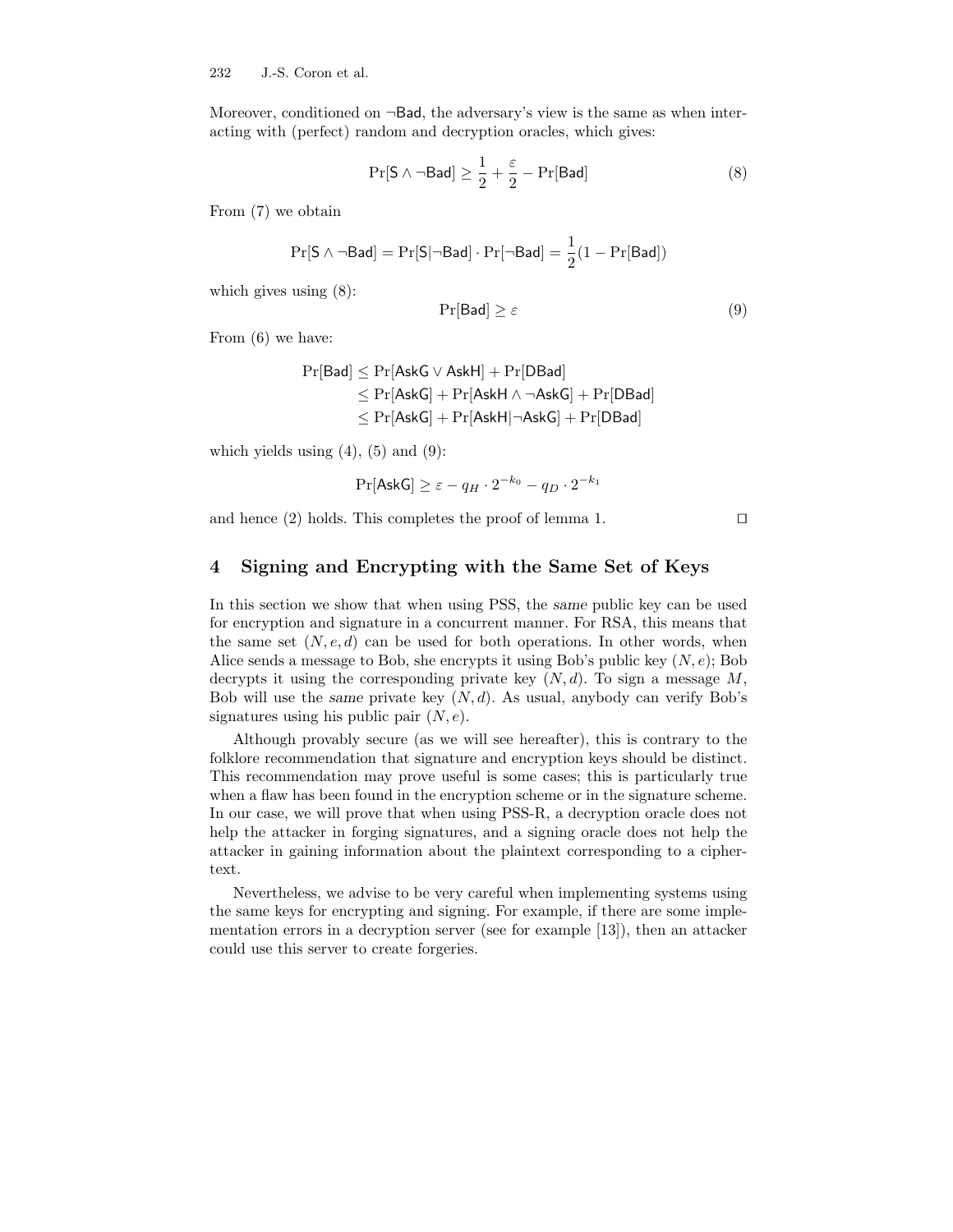Moreover, conditioned on $\neg\mathsf{Bad}$, the adversary's view is the same as when interacting with (perfect) random and decryption oracles, which gives:

$$\Pr[\mathsf{S} \wedge \neg\mathsf{Bad}] \geq \frac{1}{2} + \frac{\varepsilon}{2} - \Pr[\mathsf{Bad}] \tag{8}$$

From (7) we obtain

$$\Pr[\mathsf{S} \wedge \neg\mathsf{Bad}] = \Pr[\mathsf{S}|\neg\mathsf{Bad}] \cdot \Pr[\neg\mathsf{Bad}] = \frac{1}{2}(1 - \Pr[\mathsf{Bad}])$$

which gives using (8):

$$\Pr[\mathsf{Bad}] \geq \varepsilon \tag{9}$$

From (6) we have:

$$\begin{aligned}
\Pr[\mathsf{Bad}] &\leq \Pr[\mathsf{AskG} \vee \mathsf{AskH}] + \Pr[\mathsf{DBad}] \\
&\leq \Pr[\mathsf{AskG}] + \Pr[\mathsf{AskH} \wedge \neg\mathsf{AskG}] + \Pr[\mathsf{DBad}] \\
&\leq \Pr[\mathsf{AskG}] + \Pr[\mathsf{AskH}|\neg\mathsf{AskG}] + \Pr[\mathsf{DBad}]
\end{aligned}$$

which yields using (4), (5) and (9):

$$\Pr[\mathsf{AskG}] \geq \varepsilon - q_H \cdot 2^{-k_0} - q_D \cdot 2^{-k_1}$$

and hence (2) holds. This completes the proof of lemma 1. ◻

## 4 Signing and Encrypting with the Same Set of Keys

In this section we show that when using PSS, the *same* public key can be used for encryption and signature in a concurrent manner. For RSA, this means that the same set $(N, e, d)$ can be used for both operations. In other words, when Alice sends a message to Bob, she encrypts it using Bob's public key $(N, e)$; Bob decrypts it using the corresponding private key $(N, d)$. To sign a message $M$, Bob will use the *same* private key $(N, d)$. As usual, anybody can verify Bob's signatures using his public pair $(N, e)$.

Although provably secure (as we will see hereafter), this is contrary to the folklore recommendation that signature and encryption keys should be distinct. This recommendation may prove useful is some cases; this is particularly true when a flaw has been found in the encryption scheme or in the signature scheme. In our case, we will prove that when using PSS-R, a decryption oracle does not help the attacker in forging signatures, and a signing oracle does not help the attacker in gaining information about the plaintext corresponding to a ciphertext.

Nevertheless, we advise to be very careful when implementing systems using the same keys for encrypting and signing. For example, if there are some implementation errors in a decryption server (see for example [13]), then an attacker could use this server to create forgeries.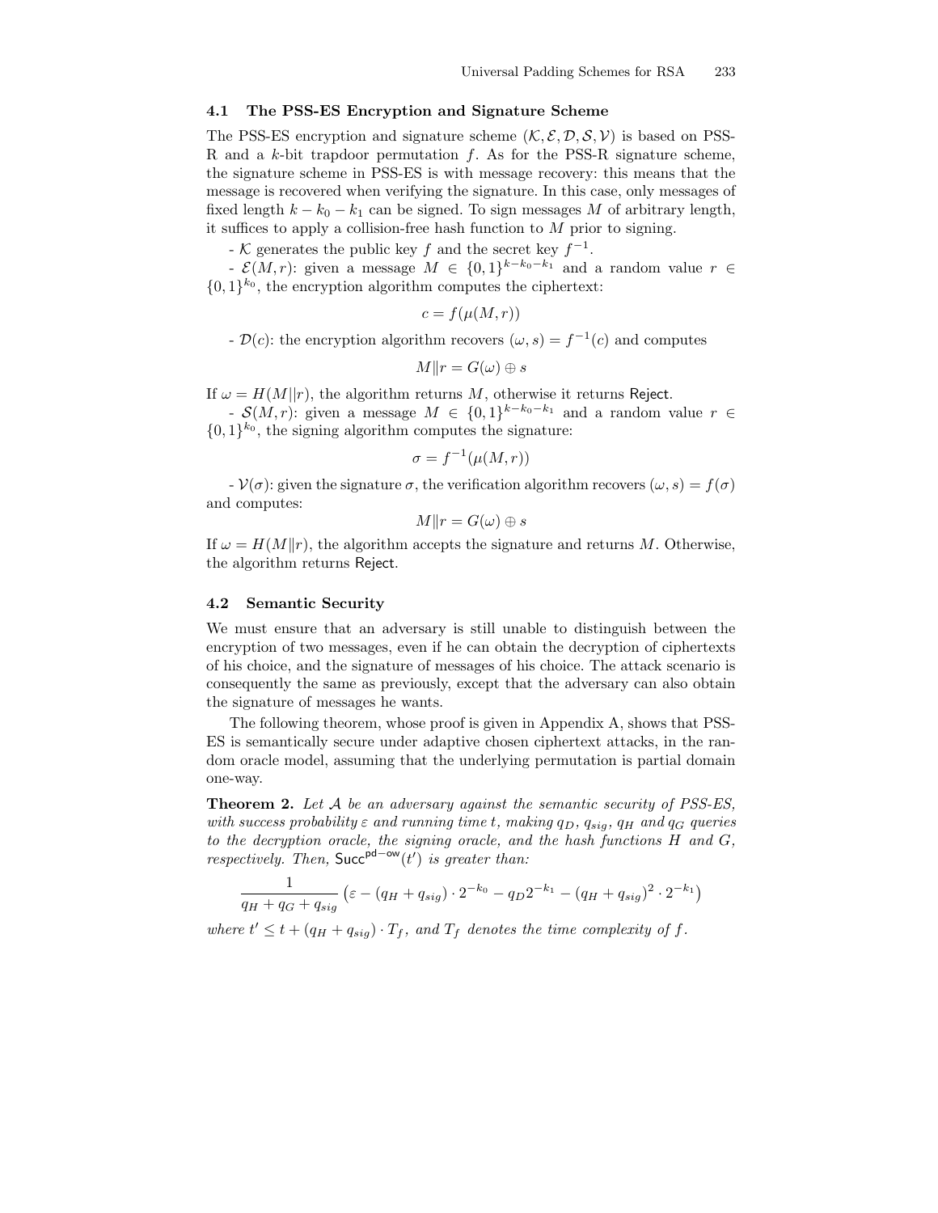### 4.1 The PSS-ES Encryption and Signature Scheme

The PSS-ES encryption and signature scheme $(\mathcal{K}, \mathcal{E}, \mathcal{D}, \mathcal{S}, \mathcal{V})$ is based on PSS-R and a $k$-bit trapdoor permutation $f$. As for the PSS-R signature scheme, the signature scheme in PSS-ES is with message recovery: this means that the message is recovered when verifying the signature. In this case, only messages of fixed length $k - k_0 - k_1$ can be signed. To sign messages $M$ of arbitrary length, it suffices to apply a collision-free hash function to $M$ prior to signing.

- $\mathcal{K}$ generates the public key $f$ and the secret key $f^{-1}$.

- $\mathcal{E}(M, r)$: given a message $M \in \{0,1\}^{k-k_0-k_1}$ and a random value $r \in \{0,1\}^{k_0}$, the encryption algorithm computes the ciphertext:

$$c = f(\mu(M, r))$$

- $\mathcal{D}(c)$: the encryption algorithm recovers $(\omega, s) = f^{-1}(c)$ and computes

$$M \| r = G(\omega) \oplus s$$

If $\omega = H(M || r)$, the algorithm returns $M$, otherwise it returns Reject.

- $\mathcal{S}(M, r)$: given a message $M \in \{0,1\}^{k-k_0-k_1}$ and a random value $r \in \{0,1\}^{k_0}$, the signing algorithm computes the signature:

$$\sigma = f^{-1}(\mu(M, r))$$

- $\mathcal{V}(\sigma)$: given the signature $\sigma$, the verification algorithm recovers $(\omega, s) = f(\sigma)$ and computes:

$$M \| r = G(\omega) \oplus s$$

If $\omega = H(M \| r)$, the algorithm accepts the signature and returns $M$. Otherwise, the algorithm returns Reject.

### 4.2 Semantic Security

We must ensure that an adversary is still unable to distinguish between the encryption of two messages, even if he can obtain the decryption of ciphertexts of his choice, and the signature of messages of his choice. The attack scenario is consequently the same as previously, except that the adversary can also obtain the signature of messages he wants.

The following theorem, whose proof is given in Appendix A, shows that PSS-ES is semantically secure under adaptive chosen ciphertext attacks, in the random oracle model, assuming that the underlying permutation is partial domain one-way.

**Theorem 2.** *Let $\mathcal{A}$ be an adversary against the semantic security of PSS-ES, with success probability $\varepsilon$ and running time $t$, making $q_D$, $q_{sig}$, $q_H$ and $q_G$ queries to the decryption oracle, the signing oracle, and the hash functions $H$ and $G$, respectively. Then, $\mathsf{Succ}^{\mathsf{pd-ow}}(t')$ is greater than:*

$$\frac{1}{q_H + q_G + q_{sig}} \left( \varepsilon - (q_H + q_{sig}) \cdot 2^{-k_0} - q_D 2^{-k_1} - (q_H + q_{sig})^2 \cdot 2^{-k_1} \right)$$

*where $t' \leq t + (q_H + q_{sig}) \cdot T_f$, and $T_f$ denotes the time complexity of $f$.*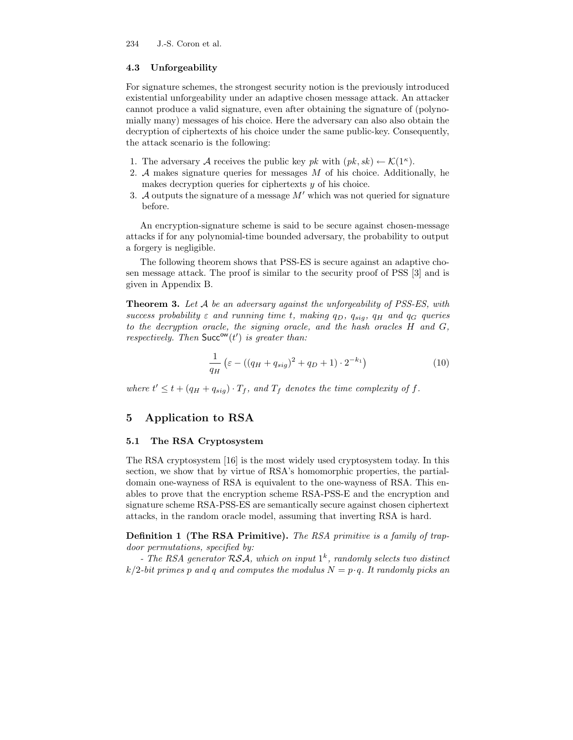### 4.3 Unforgeability

For signature schemes, the strongest security notion is the previously introduced existential unforgeability under an adaptive chosen message attack. An attacker cannot produce a valid signature, even after obtaining the signature of (polynomially many) messages of his choice. Here the adversary can also also obtain the decryption of ciphertexts of his choice under the same public-key. Consequently, the attack scenario is the following:

1. The adversary $\mathcal{A}$ receives the public key $pk$ with $(pk, sk) \leftarrow \mathcal{K}(1^\kappa)$.
2. $\mathcal{A}$ makes signature queries for messages $M$ of his choice. Additionally, he makes decryption queries for ciphertexts $y$ of his choice.
3. $\mathcal{A}$ outputs the signature of a message $M'$ which was not queried for signature before.

An encryption-signature scheme is said to be secure against chosen-message attacks if for any polynomial-time bounded adversary, the probability to output a forgery is negligible.

The following theorem shows that PSS-ES is secure against an adaptive chosen message attack. The proof is similar to the security proof of PSS [3] and is given in Appendix B.

**Theorem 3.** *Let $\mathcal{A}$ be an adversary against the unforgeability of PSS-ES, with success probability $\varepsilon$ and running time $t$, making $q_D$, $q_{sig}$, $q_H$ and $q_G$ queries to the decryption oracle, the signing oracle, and the hash oracles $H$ and $G$, respectively. Then $\mathsf{Succ}^{\mathsf{ow}}(t')$ is greater than:*

$$\frac{1}{q_H}\left(\varepsilon - ((q_H + q_{sig})^2 + q_D + 1) \cdot 2^{-k_1}\right) \tag{10}$$

*where $t' \leq t + (q_H + q_{sig}) \cdot T_f$, and $T_f$ denotes the time complexity of $f$.*

## 5 Application to RSA

### 5.1 The RSA Cryptosystem

The RSA cryptosystem [16] is the most widely used cryptosystem today. In this section, we show that by virtue of RSA's homomorphic properties, the partial-domain one-wayness of RSA is equivalent to the one-wayness of RSA. This enables to prove that the encryption scheme RSA-PSS-E and the encryption and signature scheme RSA-PSS-ES are semantically secure against chosen ciphertext attacks, in the random oracle model, assuming that inverting RSA is hard.

**Definition 1 (The RSA Primitive).** *The RSA primitive is a family of trapdoor permutations, specified by:*

*- The RSA generator $\mathcal{RSA}$, which on input $1^k$, randomly selects two distinct $k/2$-bit primes $p$ and $q$ and computes the modulus $N = p \cdot q$. It randomly picks an*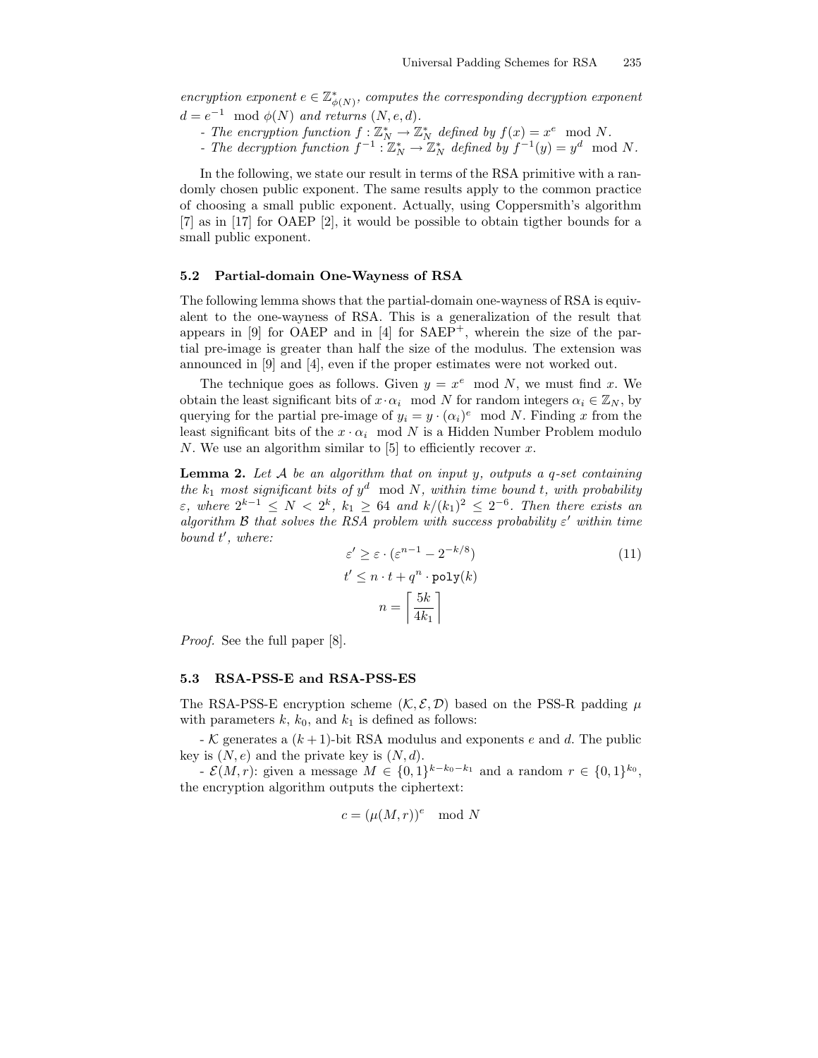*encryption exponent $e \in \mathbb{Z}^*_{\phi(N)}$, computes the corresponding decryption exponent $d = e^{-1} \mod \phi(N)$ and returns $(N, e, d)$.*

- *The encryption function $f : \mathbb{Z}^*_N \to \mathbb{Z}^*_N$ defined by $f(x) = x^e \mod N$.*
- *The decryption function $f^{-1} : \mathbb{Z}^*_N \to \mathbb{Z}^*_N$ defined by $f^{-1}(y) = y^d \mod N$.*

In the following, we state our result in terms of the RSA primitive with a randomly chosen public exponent. The same results apply to the common practice of choosing a small public exponent. Actually, using Coppersmith's algorithm [7] as in [17] for OAEP [2], it would be possible to obtain tigther bounds for a small public exponent.

### 5.2 Partial-domain One-Wayness of RSA

The following lemma shows that the partial-domain one-wayness of RSA is equivalent to the one-wayness of RSA. This is a generalization of the result that appears in [9] for OAEP and in [4] for SAEP$^+$, wherein the size of the partial pre-image is greater than half the size of the modulus. The extension was announced in [9] and [4], even if the proper estimates were not worked out.

The technique goes as follows. Given $y = x^e \mod N$, we must find $x$. We obtain the least significant bits of $x \cdot \alpha_i \mod N$ for random integers $\alpha_i \in \mathbb{Z}_N$, by querying for the partial pre-image of $y_i = y \cdot (\alpha_i)^e \mod N$. Finding $x$ from the least significant bits of the $x \cdot \alpha_i \mod N$ is a Hidden Number Problem modulo $N$. We use an algorithm similar to [5] to efficiently recover $x$.

**Lemma 2.** *Let $\mathcal{A}$ be an algorithm that on input $y$, outputs a $q$-set containing the $k_1$ most significant bits of $y^d \mod N$, within time bound $t$, with probability $\varepsilon$, where $2^{k-1} \leq N < 2^k$, $k_1 \geq 64$ and $k/(k_1)^2 \leq 2^{-6}$. Then there exists an algorithm $\mathcal{B}$ that solves the RSA problem with success probability $\varepsilon'$ within time bound $t'$, where:*

$$\varepsilon' \geq \varepsilon \cdot (\varepsilon^{n-1} - 2^{-k/8}) \tag{11}$$

$$t' \leq n \cdot t + q^n \cdot \texttt{poly}(k)$$

$$n = \left\lceil \frac{5k}{4k_1} \right\rceil$$

*Proof.* See the full paper [8].

### 5.3 RSA-PSS-E and RSA-PSS-ES

The RSA-PSS-E encryption scheme $(\mathcal{K}, \mathcal{E}, \mathcal{D})$ based on the PSS-R padding $\mu$ with parameters $k$, $k_0$, and $k_1$ is defined as follows:

- $\mathcal{K}$ generates a $(k+1)$-bit RSA modulus and exponents $e$ and $d$. The public key is $(N, e)$ and the private key is $(N, d)$.

- $\mathcal{E}(M, r)$: given a message $M \in \{0,1\}^{k-k_0-k_1}$ and a random $r \in \{0,1\}^{k_0}$, the encryption algorithm outputs the ciphertext:

$$c = (\mu(M, r))^e \mod N$$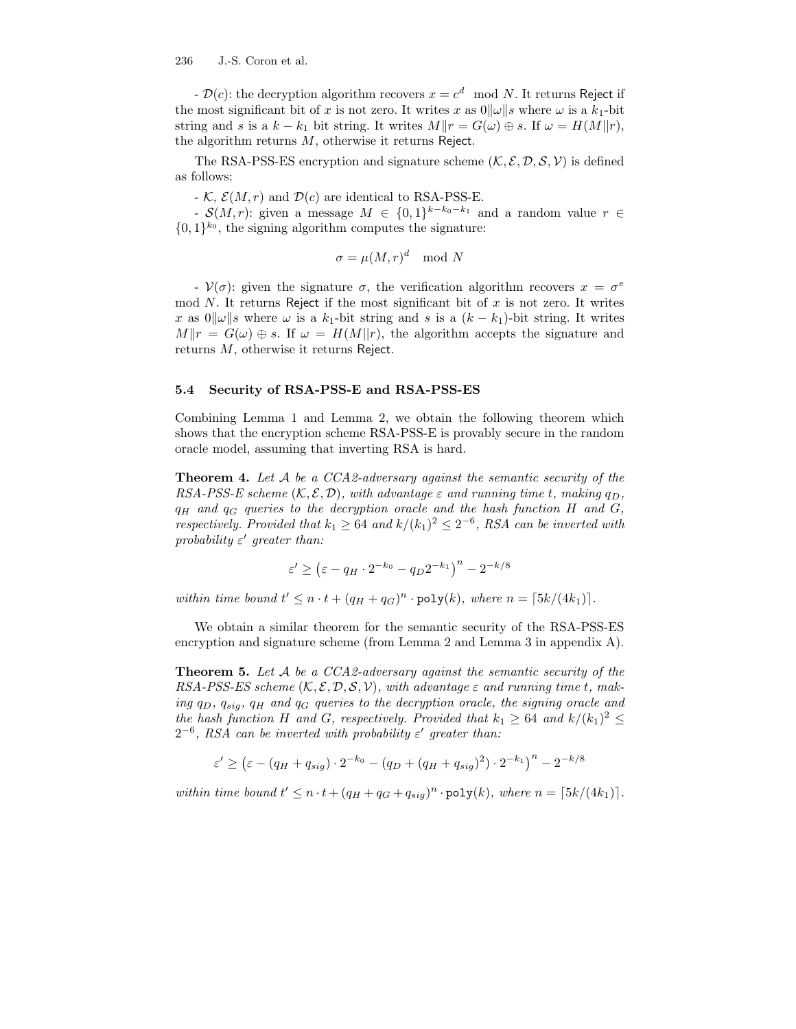- $\mathcal{D}(c)$: the decryption algorithm recovers $x = c^d \mod N$. It returns Reject if the most significant bit of $x$ is not zero. It writes $x$ as $0\|\omega\|s$ where $\omega$ is a $k_1$-bit string and $s$ is a $k - k_1$ bit string. It writes $M\|r = G(\omega) \oplus s$. If $\omega = H(M\|r)$, the algorithm returns $M$, otherwise it returns Reject.

The RSA-PSS-ES encryption and signature scheme $(\mathcal{K}, \mathcal{E}, \mathcal{D}, \mathcal{S}, \mathcal{V})$ is defined as follows:

- $\mathcal{K}$, $\mathcal{E}(M, r)$ and $\mathcal{D}(c)$ are identical to RSA-PSS-E.

- $\mathcal{S}(M, r)$: given a message $M \in \{0,1\}^{k-k_0-k_1}$ and a random value $r \in \{0,1\}^{k_0}$, the signing algorithm computes the signature:

$$\sigma = \mu(M, r)^d \mod N$$

- $\mathcal{V}(\sigma)$: given the signature $\sigma$, the verification algorithm recovers $x = \sigma^e \mod N$. It returns Reject if the most significant bit of $x$ is not zero. It writes $x$ as $0\|\omega\|s$ where $\omega$ is a $k_1$-bit string and $s$ is a $(k - k_1)$-bit string. It writes $M\|r = G(\omega) \oplus s$. If $\omega = H(M\|r)$, the algorithm accepts the signature and returns $M$, otherwise it returns Reject.

### 5.4 Security of RSA-PSS-E and RSA-PSS-ES

Combining Lemma 1 and Lemma 2, we obtain the following theorem which shows that the encryption scheme RSA-PSS-E is provably secure in the random oracle model, assuming that inverting RSA is hard.

**Theorem 4.** *Let $\mathcal{A}$ be a CCA2-adversary against the semantic security of the RSA-PSS-E scheme $(\mathcal{K}, \mathcal{E}, \mathcal{D})$, with advantage $\varepsilon$ and running time $t$, making $q_D$, $q_H$ and $q_G$ queries to the decryption oracle and the hash function $H$ and $G$, respectively. Provided that $k_1 \geq 64$ and $k/(k_1)^2 \leq 2^{-6}$, RSA can be inverted with probability $\varepsilon'$ greater than:*

$$\varepsilon' \geq \left(\varepsilon - q_H \cdot 2^{-k_0} - q_D 2^{-k_1}\right)^n - 2^{-k/8}$$

*within time bound $t' \leq n \cdot t + (q_H + q_G)^n \cdot \texttt{poly}(k)$, where $n = \lceil 5k/(4k_1) \rceil$.*

We obtain a similar theorem for the semantic security of the RSA-PSS-ES encryption and signature scheme (from Lemma 2 and Lemma 3 in appendix A).

**Theorem 5.** *Let $\mathcal{A}$ be a CCA2-adversary against the semantic security of the RSA-PSS-ES scheme $(\mathcal{K}, \mathcal{E}, \mathcal{D}, \mathcal{S}, \mathcal{V})$, with advantage $\varepsilon$ and running time $t$, making $q_D$, $q_{sig}$, $q_H$ and $q_G$ queries to the decryption oracle, the signing oracle and the hash function $H$ and $G$, respectively. Provided that $k_1 \geq 64$ and $k/(k_1)^2 \leq 2^{-6}$, RSA can be inverted with probability $\varepsilon'$ greater than:*

$$\varepsilon' \geq \left(\varepsilon - (q_H + q_{sig}) \cdot 2^{-k_0} - (q_D + (q_H + q_{sig})^2) \cdot 2^{-k_1}\right)^n - 2^{-k/8}$$

*within time bound $t' \leq n \cdot t + (q_H + q_G + q_{sig})^n \cdot \texttt{poly}(k)$, where $n = \lceil 5k/(4k_1) \rceil$.*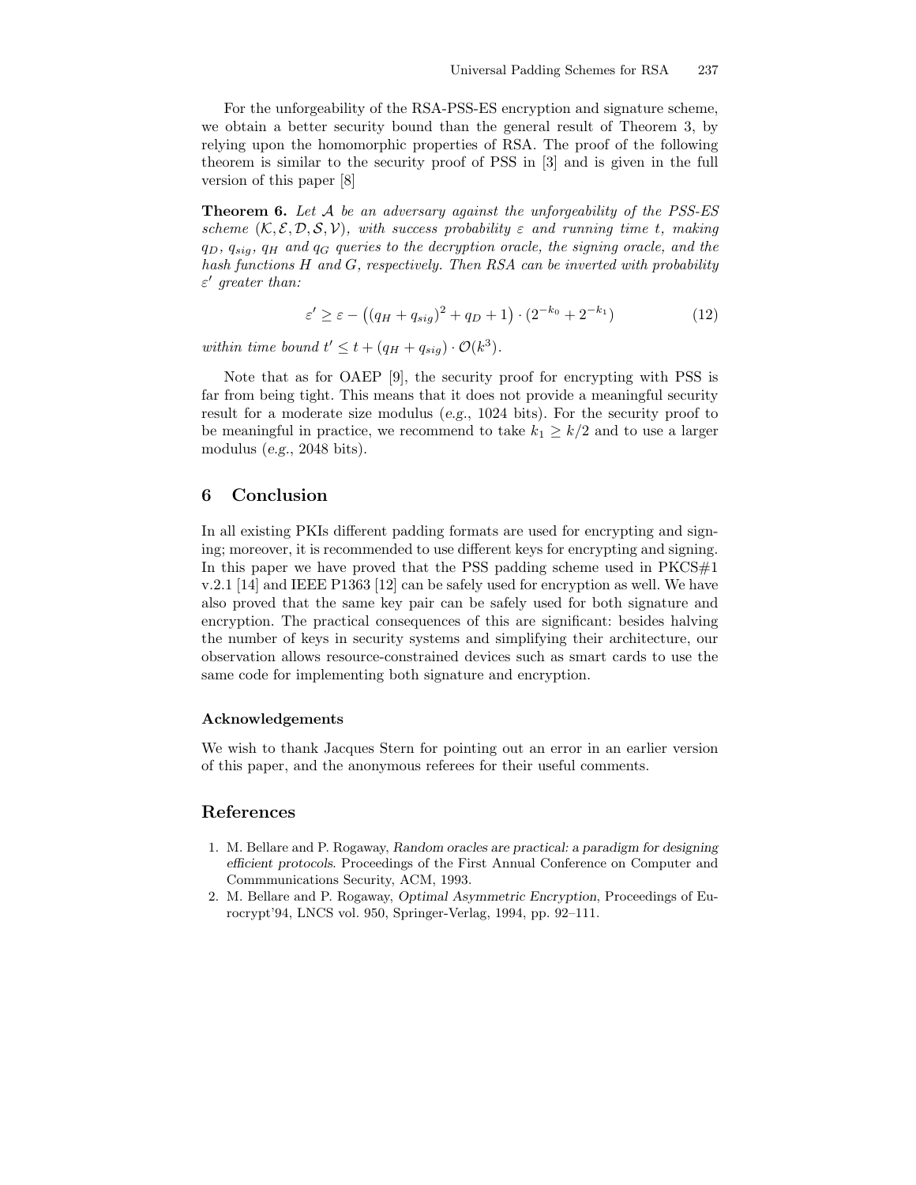For the unforgeability of the RSA-PSS-ES encryption and signature scheme, we obtain a better security bound than the general result of Theorem 3, by relying upon the homomorphic properties of RSA. The proof of the following theorem is similar to the security proof of PSS in [3] and is given in the full version of this paper [8]

**Theorem 6.** *Let $\mathcal{A}$ be an adversary against the unforgeability of the PSS-ES scheme $(\mathcal{K}, \mathcal{E}, \mathcal{D}, \mathcal{S}, \mathcal{V})$, with success probability $\varepsilon$ and running time $t$, making $q_D$, $q_{sig}$, $q_H$ and $q_G$ queries to the decryption oracle, the signing oracle, and the hash functions $H$ and $G$, respectively. Then RSA can be inverted with probability $\varepsilon'$ greater than:*

$$\varepsilon' \geq \varepsilon - \left((q_H + q_{sig})^2 + q_D + 1\right) \cdot (2^{-k_0} + 2^{-k_1}) \tag{12}$$

*within time bound $t' \leq t + (q_H + q_{sig}) \cdot \mathcal{O}(k^3)$.*

Note that as for OAEP [9], the security proof for encrypting with PSS is far from being tight. This means that it does not provide a meaningful security result for a moderate size modulus (*e.g.*, 1024 bits). For the security proof to be meaningful in practice, we recommend to take $k_1 \geq k/2$ and to use a larger modulus (*e.g.*, 2048 bits).

## 6 Conclusion

In all existing PKIs different padding formats are used for encrypting and signing; moreover, it is recommended to use different keys for encrypting and signing. In this paper we have proved that the PSS padding scheme used in PKCS#1 v.2.1 [14] and IEEE P1363 [12] can be safely used for encryption as well. We have also proved that the same key pair can be safely used for both signature and encryption. The practical consequences of this are significant: besides halving the number of keys in security systems and simplifying their architecture, our observation allows resource-constrained devices such as smart cards to use the same code for implementing both signature and encryption.

### Acknowledgements

We wish to thank Jacques Stern for pointing out an error in an earlier version of this paper, and the anonymous referees for their useful comments.

## References

1. M. Bellare and P. Rogaway, *Random oracles are practical: a paradigm for designing efficient protocols*. Proceedings of the First Annual Conference on Computer and Commmunications Security, ACM, 1993.
2. M. Bellare and P. Rogaway, *Optimal Asymmetric Encryption*, Proceedings of Eurocrypt'94, LNCS vol. 950, Springer-Verlag, 1994, pp. 92–111.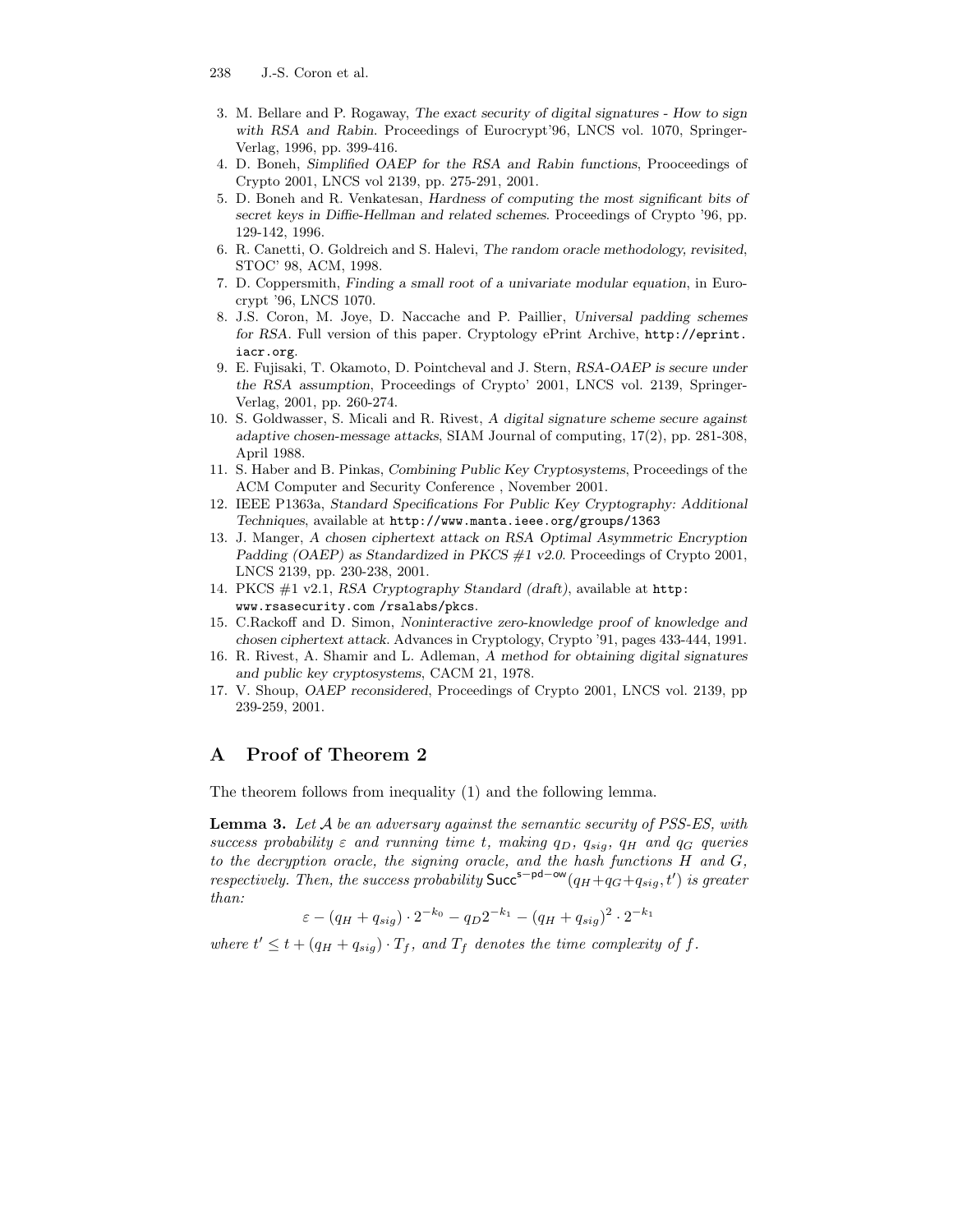3. M. Bellare and P. Rogaway, *The exact security of digital signatures - How to sign with RSA and Rabin*. Proceedings of Eurocrypt'96, LNCS vol. 1070, Springer-Verlag, 1996, pp. 399-416.
4. D. Boneh, *Simplified OAEP for the RSA and Rabin functions*, Prooceedings of Crypto 2001, LNCS vol 2139, pp. 275-291, 2001.
5. D. Boneh and R. Venkatesan, *Hardness of computing the most significant bits of secret keys in Diffie-Hellman and related schemes*. Proceedings of Crypto '96, pp. 129-142, 1996.
6. R. Canetti, O. Goldreich and S. Halevi, *The random oracle methodology, revisited*, STOC' 98, ACM, 1998.
7. D. Coppersmith, *Finding a small root of a univariate modular equation*, in Eurocrypt '96, LNCS 1070.
8. J.S. Coron, M. Joye, D. Naccache and P. Paillier, *Universal padding schemes for RSA*. Full version of this paper. Cryptology ePrint Archive, `http://eprint.iacr.org`.
9. E. Fujisaki, T. Okamoto, D. Pointcheval and J. Stern, *RSA-OAEP is secure under the RSA assumption*, Proceedings of Crypto' 2001, LNCS vol. 2139, Springer-Verlag, 2001, pp. 260-274.
10. S. Goldwasser, S. Micali and R. Rivest, *A digital signature scheme secure against adaptive chosen-message attacks*, SIAM Journal of computing, 17(2), pp. 281-308, April 1988.
11. S. Haber and B. Pinkas, *Combining Public Key Cryptosystems*, Proceedings of the ACM Computer and Security Conference , November 2001.
12. IEEE P1363a, *Standard Specifications For Public Key Cryptography: Additional Techniques*, available at `http://www.manta.ieee.org/groups/1363`
13. J. Manger, *A chosen ciphertext attack on RSA Optimal Asymmetric Encryption Padding (OAEP) as Standardized in PKCS #1 v2.0*. Proceedings of Crypto 2001, LNCS 2139, pp. 230-238, 2001.
14. PKCS #1 v2.1, *RSA Cryptography Standard (draft)*, available at `http: www.rsasecurity.com /rsalabs/pkcs`.
15. C.Rackoff and D. Simon, *Noninteractive zero-knowledge proof of knowledge and chosen ciphertext attack*. Advances in Cryptology, Crypto '91, pages 433-444, 1991.
16. R. Rivest, A. Shamir and L. Adleman, *A method for obtaining digital signatures and public key cryptosystems*, CACM 21, 1978.
17. V. Shoup, *OAEP reconsidered*, Proceedings of Crypto 2001, LNCS vol. 2139, pp 239-259, 2001.

# A Proof of Theorem 2

The theorem follows from inequality (1) and the following lemma.

**Lemma 3.** *Let $\mathcal{A}$ be an adversary against the semantic security of PSS-ES, with success probability $\varepsilon$ and running time $t$, making $q_D$, $q_{sig}$, $q_H$ and $q_G$ queries to the decryption oracle, the signing oracle, and the hash functions $H$ and $G$, respectively. Then, the success probability $\mathsf{Succ}^{\mathsf{s-pd-ow}}(q_H+q_G+q_{sig}, t')$ is greater than:*

$$\varepsilon - (q_H + q_{sig}) \cdot 2^{-k_0} - q_D 2^{-k_1} - (q_H + q_{sig})^2 \cdot 2^{-k_1}$$

*where $t' \leq t + (q_H + q_{sig}) \cdot T_f$, and $T_f$ denotes the time complexity of $f$.*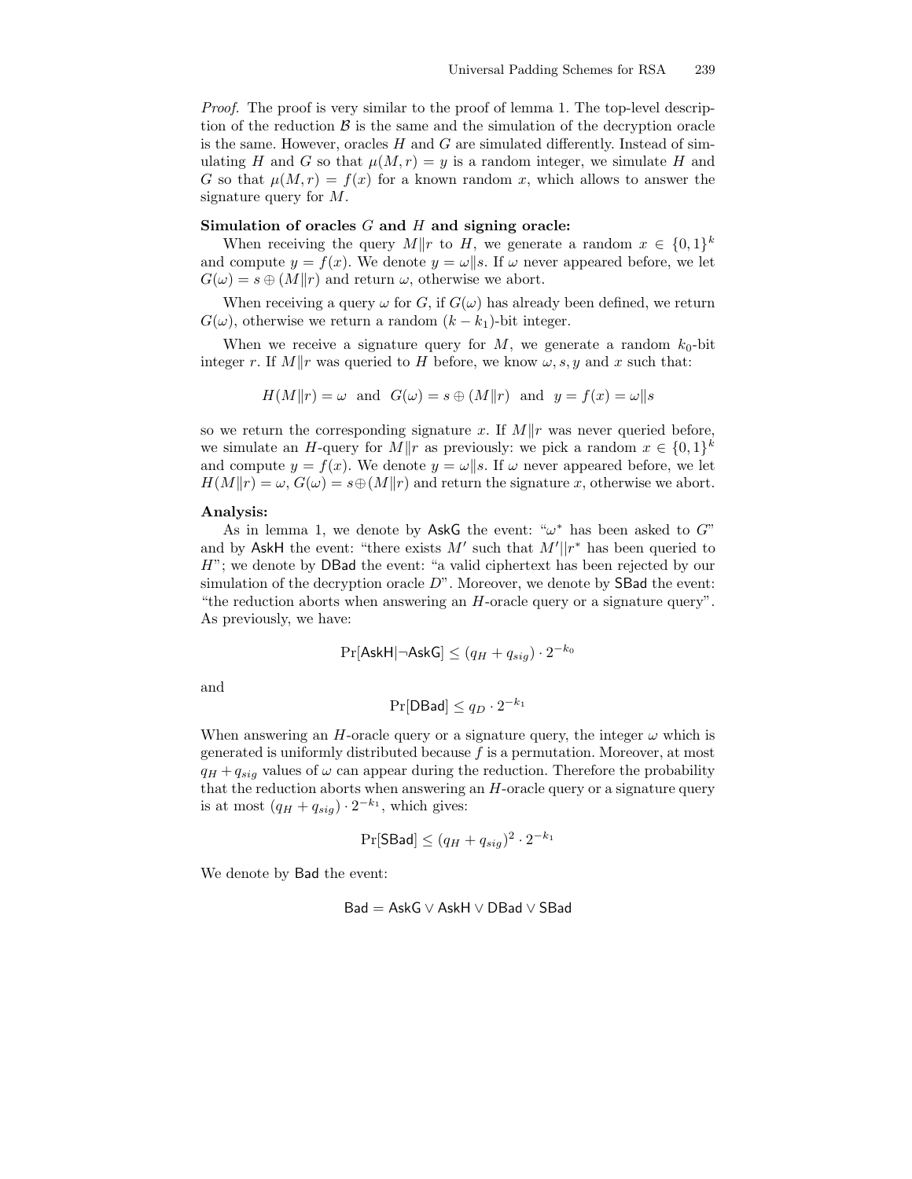*Proof.* The proof is very similar to the proof of lemma 1. The top-level description of the reduction $\mathcal{B}$ is the same and the simulation of the decryption oracle is the same. However, oracles $H$ and $G$ are simulated differently. Instead of simulating $H$ and $G$ so that $\mu(M, r) = y$ is a random integer, we simulate $H$ and $G$ so that $\mu(M, r) = f(x)$ for a known random $x$, which allows to answer the signature query for $M$.

**Simulation of oracles $G$ and $H$ and signing oracle:**

When receiving the query $M\|r$ to $H$, we generate a random $x \in \{0,1\}^k$ and compute $y = f(x)$. We denote $y = \omega\|s$. If $\omega$ never appeared before, we let $G(\omega) = s \oplus (M\|r)$ and return $\omega$, otherwise we abort.

When receiving a query $\omega$ for $G$, if $G(\omega)$ has already been defined, we return $G(\omega)$, otherwise we return a random $(k - k_1)$-bit integer.

When we receive a signature query for $M$, we generate a random $k_0$-bit integer $r$. If $M\|r$ was queried to $H$ before, we know $\omega, s, y$ and $x$ such that:

$$H(M\|r) = \omega \ \text{ and } \ G(\omega) = s \oplus (M\|r) \ \text{ and } \ y = f(x) = \omega\|s$$

so we return the corresponding signature $x$. If $M\|r$ was never queried before, we simulate an $H$-query for $M\|r$ as previously: we pick a random $x \in \{0,1\}^k$ and compute $y = f(x)$. We denote $y = \omega\|s$. If $\omega$ never appeared before, we let $H(M\|r) = \omega$, $G(\omega) = s \oplus (M\|r)$ and return the signature $x$, otherwise we abort.

**Analysis:**

As in lemma 1, we denote by $\mathsf{AskG}$ the event: "$\omega^*$ has been asked to $G$" and by $\mathsf{AskH}$ the event: "there exists $M'$ such that $M'\|r^*$ has been queried to $H$"; we denote by $\mathsf{DBad}$ the event: "a valid ciphertext has been rejected by our simulation of the decryption oracle $D$". Moreover, we denote by $\mathsf{SBad}$ the event: "the reduction aborts when answering an $H$-oracle query or a signature query". As previously, we have:

$$\Pr[\mathsf{AskH}|\neg\mathsf{AskG}] \leq (q_H + q_{sig}) \cdot 2^{-k_0}$$

and

$$\Pr[\mathsf{DBad}] \leq q_D \cdot 2^{-k_1}$$

When answering an $H$-oracle query or a signature query, the integer $\omega$ which is generated is uniformly distributed because $f$ is a permutation. Moreover, at most $q_H + q_{sig}$ values of $\omega$ can appear during the reduction. Therefore the probability that the reduction aborts when answering an $H$-oracle query or a signature query is at most $(q_H + q_{sig}) \cdot 2^{-k_1}$, which gives:

$$\Pr[\mathsf{SBad}] \leq (q_H + q_{sig})^2 \cdot 2^{-k_1}$$

We denote by $\mathsf{Bad}$ the event:

$$\mathsf{Bad} = \mathsf{AskG} \vee \mathsf{AskH} \vee \mathsf{DBad} \vee \mathsf{SBad}$$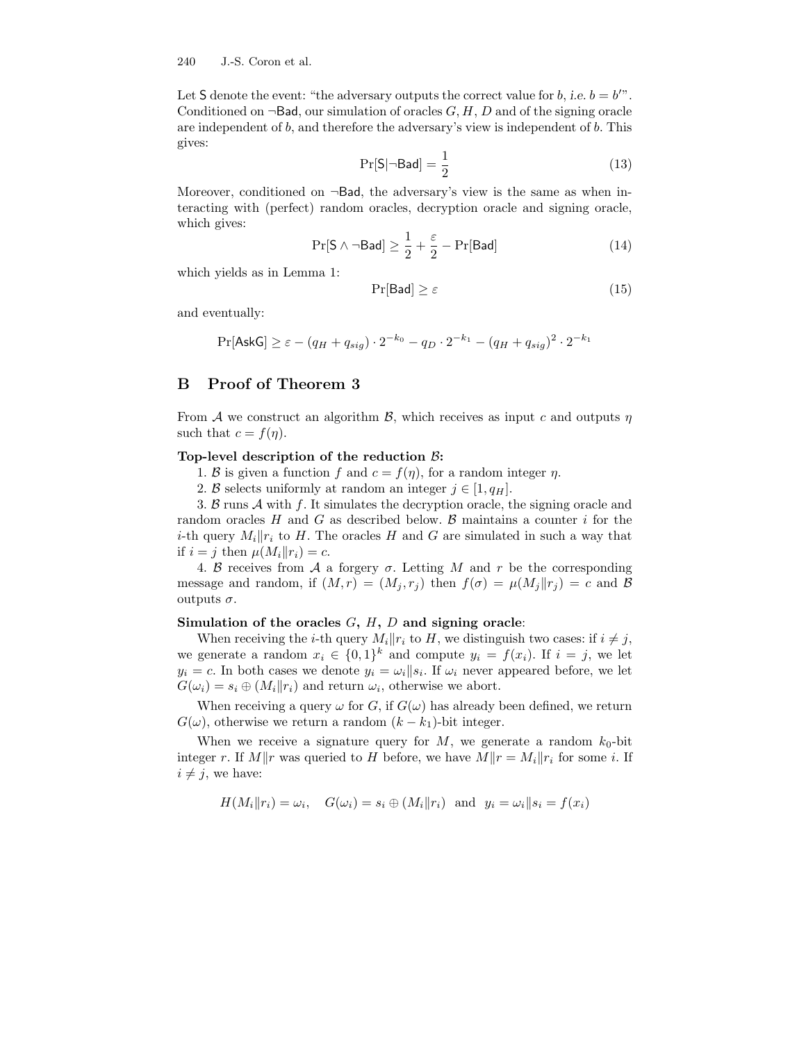Let $\mathsf{S}$ denote the event: "the adversary outputs the correct value for $b$, *i.e.* $b = b'$". Conditioned on $\neg\mathsf{Bad}$, our simulation of oracles $G, H, D$ and of the signing oracle are independent of $b$, and therefore the adversary's view is independent of $b$. This gives:

$$\Pr[\mathsf{S}|\neg\mathsf{Bad}] = \frac{1}{2} \tag{13}$$

Moreover, conditioned on $\neg\mathsf{Bad}$, the adversary's view is the same as when interacting with (perfect) random oracles, decryption oracle and signing oracle, which gives:

$$\Pr[\mathsf{S} \wedge \neg\mathsf{Bad}] \geq \frac{1}{2} + \frac{\varepsilon}{2} - \Pr[\mathsf{Bad}] \tag{14}$$

which yields as in Lemma 1:

$$\Pr[\mathsf{Bad}] \geq \varepsilon \tag{15}$$

and eventually:

$$\Pr[\mathsf{AskG}] \geq \varepsilon - (q_H + q_{sig}) \cdot 2^{-k_0} - q_D \cdot 2^{-k_1} - (q_H + q_{sig})^2 \cdot 2^{-k_1}$$

## B Proof of Theorem 3

From $\mathcal{A}$ we construct an algorithm $\mathcal{B}$, which receives as input $c$ and outputs $\eta$ such that $c = f(\eta)$.

**Top-level description of the reduction $\mathcal{B}$:**

1. $\mathcal{B}$ is given a function $f$ and $c = f(\eta)$, for a random integer $\eta$.
2. $\mathcal{B}$ selects uniformly at random an integer $j \in [1, q_H]$.
3. $\mathcal{B}$ runs $\mathcal{A}$ with $f$. It simulates the decryption oracle, the signing oracle and random oracles $H$ and $G$ as described below. $\mathcal{B}$ maintains a counter $i$ for the $i$-th query $M_i \| r_i$ to $H$. The oracles $H$ and $G$ are simulated in such a way that if $i = j$ then $\mu(M_i \| r_i) = c$.
4. $\mathcal{B}$ receives from $\mathcal{A}$ a forgery $\sigma$. Letting $M$ and $r$ be the corresponding message and random, if $(M, r) = (M_j, r_j)$ then $f(\sigma) = \mu(M_j \| r_j) = c$ and $\mathcal{B}$ outputs $\sigma$.

**Simulation of the oracles $G$, $H$, $D$ and signing oracle**:

When receiving the $i$-th query $M_i \| r_i$ to $H$, we distinguish two cases: if $i \neq j$, we generate a random $x_i \in \{0,1\}^k$ and compute $y_i = f(x_i)$. If $i = j$, we let $y_i = c$. In both cases we denote $y_i = \omega_i \| s_i$. If $\omega_i$ never appeared before, we let $G(\omega_i) = s_i \oplus (M_i \| r_i)$ and return $\omega_i$, otherwise we abort.

When receiving a query $\omega$ for $G$, if $G(\omega)$ has already been defined, we return $G(\omega)$, otherwise we return a random $(k - k_1)$-bit integer.

When we receive a signature query for $M$, we generate a random $k_0$-bit integer $r$. If $M \| r$ was queried to $H$ before, we have $M \| r = M_i \| r_i$ for some $i$. If $i \neq j$, we have:

$$H(M_i \| r_i) = \omega_i, \quad G(\omega_i) = s_i \oplus (M_i \| r_i) \quad \text{and} \quad y_i = \omega_i \| s_i = f(x_i)$$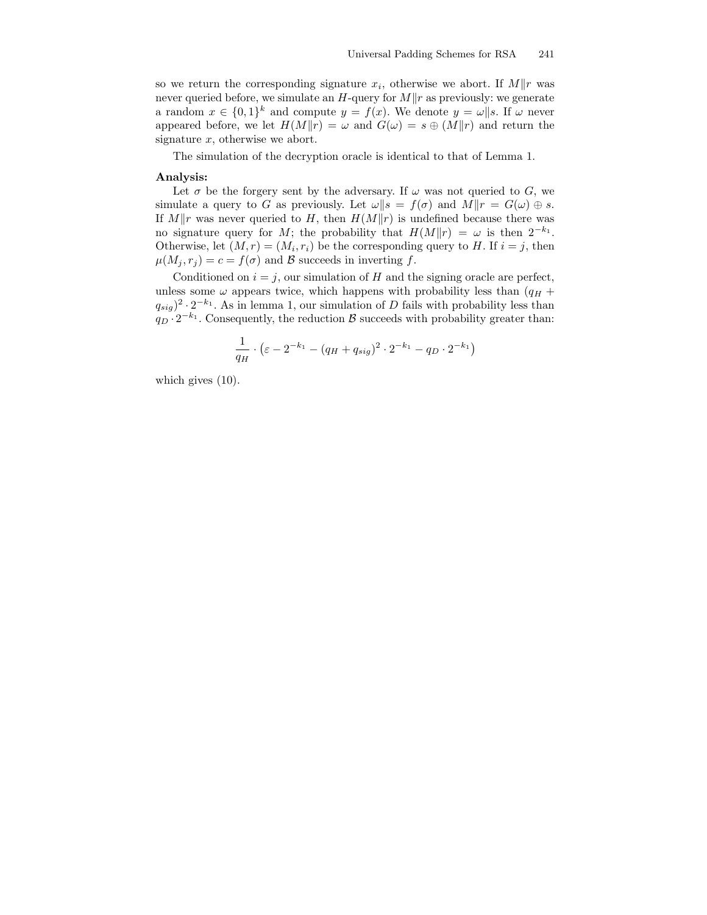so we return the corresponding signature $x_i$, otherwise we abort. If $M\|r$ was never queried before, we simulate an $H$-query for $M\|r$ as previously: we generate a random $x \in \{0,1\}^k$ and compute $y = f(x)$. We denote $y = \omega\|s$. If $\omega$ never appeared before, we let $H(M\|r) = \omega$ and $G(\omega) = s \oplus (M\|r)$ and return the signature $x$, otherwise we abort.

The simulation of the decryption oracle is identical to that of Lemma 1.

**Analysis:**

Let $\sigma$ be the forgery sent by the adversary. If $\omega$ was not queried to $G$, we simulate a query to $G$ as previously. Let $\omega\|s = f(\sigma)$ and $M\|r = G(\omega) \oplus s$. If $M\|r$ was never queried to $H$, then $H(M\|r)$ is undefined because there was no signature query for $M$; the probability that $H(M\|r) = \omega$ is then $2^{-k_1}$. Otherwise, let $(M, r) = (M_i, r_i)$ be the corresponding query to $H$. If $i = j$, then $\mu(M_j, r_j) = c = f(\sigma)$ and $\mathcal{B}$ succeeds in inverting $f$.

Conditioned on $i = j$, our simulation of $H$ and the signing oracle are perfect, unless some $\omega$ appears twice, which happens with probability less than $(q_H + q_{sig})^2 \cdot 2^{-k_1}$. As in lemma 1, our simulation of $D$ fails with probability less than $q_D \cdot 2^{-k_1}$. Consequently, the reduction $\mathcal{B}$ succeeds with probability greater than:

$$\frac{1}{q_H} \cdot \left(\varepsilon - 2^{-k_1} - (q_H + q_{sig})^2 \cdot 2^{-k_1} - q_D \cdot 2^{-k_1}\right)$$

which gives (10).